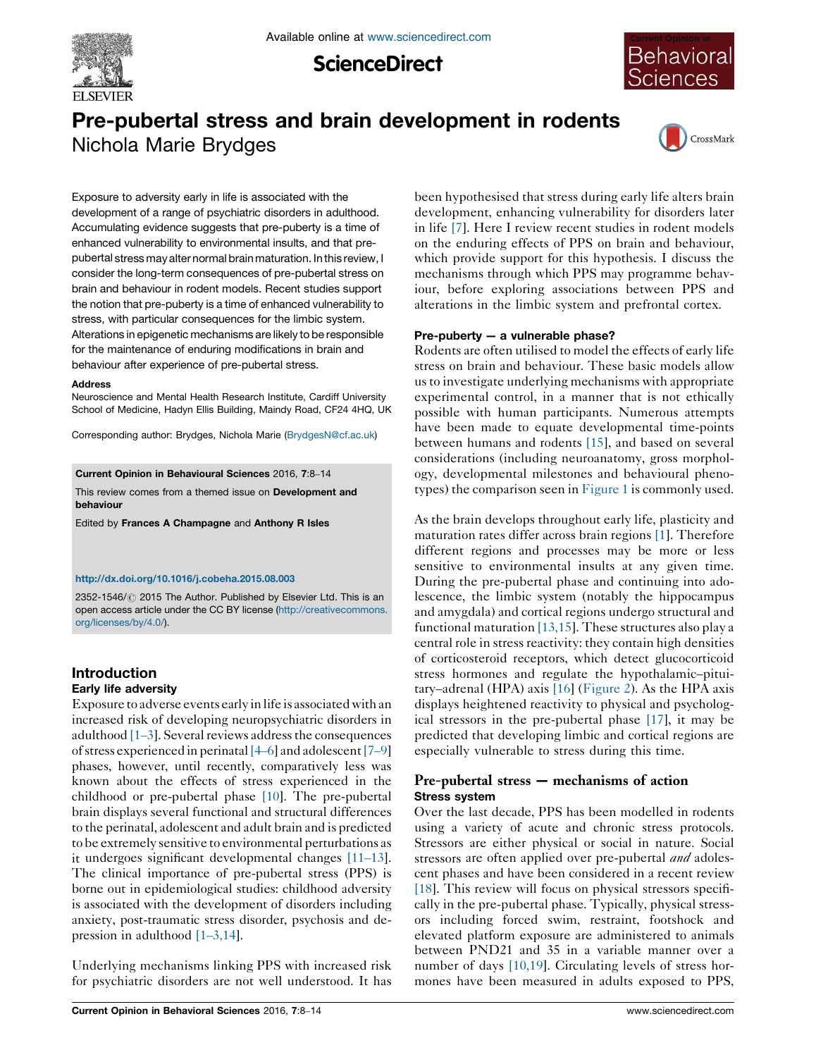# Pre-pubertal stress and brain development in rodents

Nichola Marie Brydges

Exposure to adversity early in life is associated with the development of a range of psychiatric disorders in adulthood. Accumulating evidence suggests that pre-puberty is a time of enhanced vulnerability to environmental insults, and that pre-pubertal stress may alter normal brain maturation. In this review, I consider the long-term consequences of pre-pubertal stress on brain and behaviour in rodent models. Recent studies support the notion that pre-puberty is a time of enhanced vulnerability to stress, with particular consequences for the limbic system. Alterations in epigenetic mechanisms are likely to be responsible for the maintenance of enduring modifications in brain and behaviour after experience of pre-pubertal stress.

**Address**

Neuroscience and Mental Health Research Institute, Cardiff University School of Medicine, Hadyn Ellis Building, Maindy Road, CF24 4HQ, UK

Corresponding author: Brydges, Nichola Marie (BrydgesN@cf.ac.uk)

**Current Opinion in Behavioural Sciences** 2016, **7**:8–14

This review comes from a themed issue on **Development and behaviour**

Edited by **Frances A Champagne** and **Anthony R Isles**

http://dx.doi.org/10.1016/j.cobeha.2015.08.003

2352-1546/© 2015 The Author. Published by Elsevier Ltd. This is an open access article under the CC BY license (http://creativecommons.org/licenses/by/4.0/).

## Introduction

### Early life adversity

Exposure to adverse events early in life is associated with an increased risk of developing neuropsychiatric disorders in adulthood [1–3]. Several reviews address the consequences of stress experienced in perinatal [4–6] and adolescent [7–9] phases, however, until recently, comparatively less was known about the effects of stress experienced in the childhood or pre-pubertal phase [10]. The pre-pubertal brain displays several functional and structural differences to the perinatal, adolescent and adult brain and is predicted to be extremely sensitive to environmental perturbations as it undergoes significant developmental changes [11–13]. The clinical importance of pre-pubertal stress (PPS) is borne out in epidemiological studies: childhood adversity is associated with the development of disorders including anxiety, post-traumatic stress disorder, psychosis and depression in adulthood [1–3,14].

Underlying mechanisms linking PPS with increased risk for psychiatric disorders are not well understood. It has been hypothesised that stress during early life alters brain development, enhancing vulnerability for disorders later in life [7]. Here I review recent studies in rodent models on the enduring effects of PPS on brain and behaviour, which provide support for this hypothesis. I discuss the mechanisms through which PPS may programme behaviour, before exploring associations between PPS and alterations in the limbic system and prefrontal cortex.

### Pre-puberty — a vulnerable phase?

Rodents are often utilised to model the effects of early life stress on brain and behaviour. These basic models allow us to investigate underlying mechanisms with appropriate experimental control, in a manner that is not ethically possible with human participants. Numerous attempts have been made to equate developmental time-points between humans and rodents [15], and based on several considerations (including neuroanatomy, gross morphology, developmental milestones and behavioural phenotypes) the comparison seen in Figure 1 is commonly used.

As the brain develops throughout early life, plasticity and maturation rates differ across brain regions [1]. Therefore different regions and processes may be more or less sensitive to environmental insults at any given time. During the pre-pubertal phase and continuing into adolescence, the limbic system (notably the hippocampus and amygdala) and cortical regions undergo structural and functional maturation [13,15]. These structures also play a central role in stress reactivity: they contain high densities of corticosteroid receptors, which detect glucocorticoid stress hormones and regulate the hypothalamic–pituitary–adrenal (HPA) axis [16] (Figure 2). As the HPA axis displays heightened reactivity to physical and psychological stressors in the pre-pubertal phase [17], it may be predicted that developing limbic and cortical regions are especially vulnerable to stress during this time.

## Pre-pubertal stress — mechanisms of action

### Stress system

Over the last decade, PPS has been modelled in rodents using a variety of acute and chronic stress protocols. Stressors are either physical or social in nature. Social stressors are often applied over pre-pubertal *and* adolescent phases and have been considered in a recent review [18]. This review will focus on physical stressors specifically in the pre-pubertal phase. Typically, physical stressors including forced swim, restraint, footshock and elevated platform exposure are administered to animals between PND21 and 35 in a variable manner over a number of days [10,19]. Circulating levels of stress hormones have been measured in adults exposed to PPS,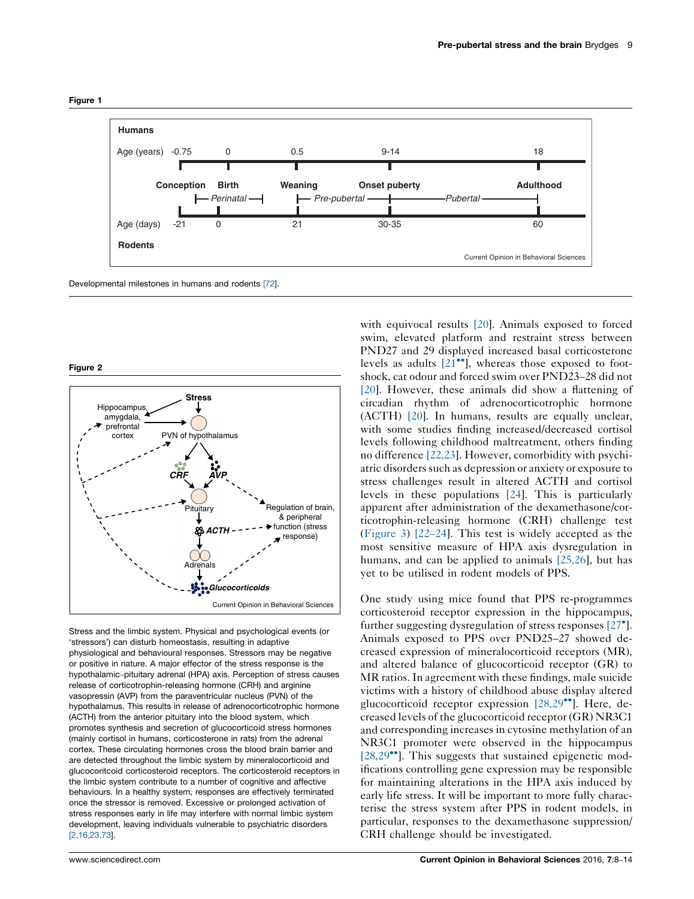**Figure 1**

Developmental milestones in humans and rodents [72].

**Figure 2**

Stress and the limbic system. Physical and psychological events (or 'stressors') can disturb homeostasis, resulting in adaptive physiological and behavioural responses. Stressors may be negative or positive in nature. A major effector of the stress response is the hypothalamic–pituitary adrenal (HPA) axis. Perception of stress causes release of corticotrophin-releasing hormone (CRH) and arginine vasopressin (AVP) from the paraventricular nucleus (PVN) of the hypothalamus. This results in release of adrenocorticotropic hormone (ACTH) from the anterior pituitary into the blood system, which promotes synthesis and secretion of glucocorticoid stress hormones (mainly cortisol in humans, corticosterone in rats) from the adrenal cortex. These circulating hormones cross the blood brain barrier and are detected throughout the limbic system by mineralocorticoid and glucocoritcoid corticosteroid receptors. The corticosteroid receptors in the limbic system contribute to a number of cognitive and affective behaviours. In a healthy system, responses are effectively terminated once the stressor is removed. Excessive or prolonged activation of stress responses early in life may interfere with normal limbic system development, leaving individuals vulnerable to psychiatric disorders [2,16,23,73].

with equivocal results [20]. Animals exposed to forced swim, elevated platform and restraint stress between PND27 and 29 displayed increased basal corticosterone levels as adults [21••], whereas those exposed to footshock, cat odour and forced swim over PND23–28 did not [20]. However, these animals did show a flattening of circadian rhythm of adrenocorticotrophic hormone (ACTH) [20]. In humans, results are equally unclear, with some studies finding increased/decreased cortisol levels following childhood maltreatment, others finding no difference [22,23]. However, comorbidity with psychiatric disorders such as depression or anxiety or exposure to stress challenges result in altered ACTH and cortisol levels in these populations [24]. This is particularly apparent after administration of the dexamethasone/corticotrophin-releasing hormone (CRH) challenge test (Figure 3) [22–24]. This test is widely accepted as the most sensitive measure of HPA axis dysregulation in humans, and can be applied to animals [25,26], but has yet to be utilised in rodent models of PPS.

One study using mice found that PPS re-programmes corticosteroid receptor expression in the hippocampus, further suggesting dysregulation of stress responses [27•]. Animals exposed to PPS over PND25–27 showed decreased expression of mineralocorticoid receptors (MR), and altered balance of glucocorticoid receptor (GR) to MR ratios. In agreement with these findings, male suicide victims with a history of childhood abuse display altered glucocorticoid receptor expression [28,29••]. Here, decreased levels of the glucocorticoid receptor (GR) NR3C1 and corresponding increases in cytosine methylation of an NR3C1 promoter were observed in the hippocampus [28,29••]. This suggests that sustained epigenetic modifications controlling gene expression may be responsible for maintaining alterations in the HPA axis induced by early life stress. It will be important to more fully characterise the stress system after PPS in rodent models, in particular, responses to the dexamethasone suppression/CRH challenge should be investigated.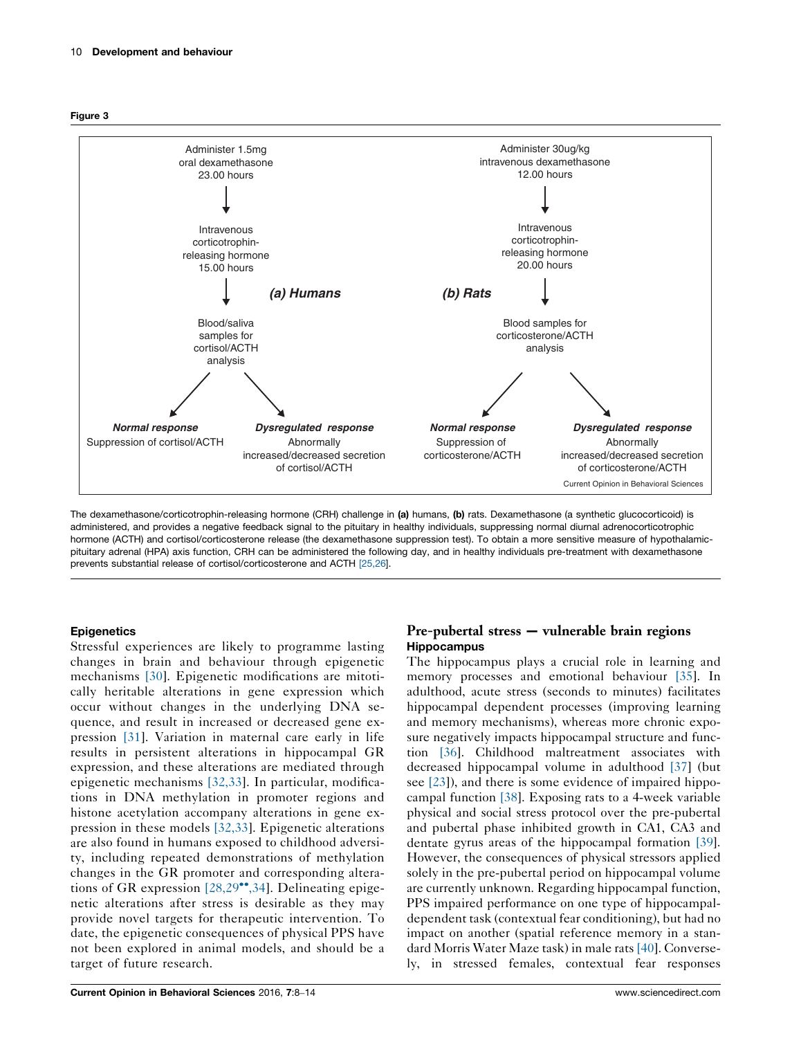**Figure 3**

**(a) Humans**

Administer 1.5mg oral dexamethasone 23.00 hours
↓
Intravenous corticotrophin-releasing hormone 15.00 hours
↓
Blood/saliva samples for cortisol/ACTH analysis

- *Normal response*: Suppression of cortisol/ACTH
- *Dysregulated response*: Abnormally increased/decreased secretion of cortisol/ACTH

**(b) Rats**

Administer 30ug/kg intravenous dexamethasone 12.00 hours
↓
Intravenous corticotrophin-releasing hormone 20.00 hours
↓
Blood samples for corticosterone/ACTH analysis

- *Normal response*: Suppression of corticosterone/ACTH
- *Dysregulated response*: Abnormally increased/decreased secretion of corticosterone/ACTH

The dexamethasone/corticotrophin-releasing hormone (CRH) challenge in **(a)** humans, **(b)** rats. Dexamethasone (a synthetic glucocorticoid) is administered, and provides a negative feedback signal to the pituitary in healthy individuals, suppressing normal diurnal adrenocorticotrophic hormone (ACTH) and cortisol/corticosterone release (the dexamethasone suppression test). To obtain a more sensitive measure of hypothalamic-pituitary adrenal (HPA) axis function, CRH can be administered the following day, and in healthy individuals pre-treatment with dexamethasone prevents substantial release of cortisol/corticosterone and ACTH [25,26].

### Epigenetics

Stressful experiences are likely to programme lasting changes in brain and behaviour through epigenetic mechanisms [30]. Epigenetic modifications are mitotically heritable alterations in gene expression which occur without changes in the underlying DNA sequence, and result in increased or decreased gene expression [31]. Variation in maternal care early in life results in persistent alterations in hippocampal GR expression, and these alterations are mediated through epigenetic mechanisms [32,33]. In particular, modifications in DNA methylation in promoter regions and histone acetylation accompany alterations in gene expression in these models [32,33]. Epigenetic alterations are also found in humans exposed to childhood adversity, including repeated demonstrations of methylation changes in the GR promoter and corresponding alterations of GR expression [28,29••,34]. Delineating epigenetic alterations after stress is desirable as they may provide novel targets for therapeutic intervention. To date, the epigenetic consequences of physical PPS have not been explored in animal models, and should be a target of future research.

## Pre-pubertal stress — vulnerable brain regions

### Hippocampus

The hippocampus plays a crucial role in learning and memory processes and emotional behaviour [35]. In adulthood, acute stress (seconds to minutes) facilitates hippocampal dependent processes (improving learning and memory mechanisms), whereas more chronic exposure negatively impacts hippocampal structure and function [36]. Childhood maltreatment associates with decreased hippocampal volume in adulthood [37] (but see [23]), and there is some evidence of impaired hippocampal function [38]. Exposing rats to a 4-week variable physical and social stress protocol over the pre-pubertal and pubertal phase inhibited growth in CA1, CA3 and dentate gyrus areas of the hippocampal formation [39]. However, the consequences of physical stressors applied solely in the pre-pubertal period on hippocampal volume are currently unknown. Regarding hippocampal function, PPS impaired performance on one type of hippocampal-dependent task (contextual fear conditioning), but had no impact on another (spatial reference memory in a standard Morris Water Maze task) in male rats [40]. Conversely, in stressed females, contextual fear responses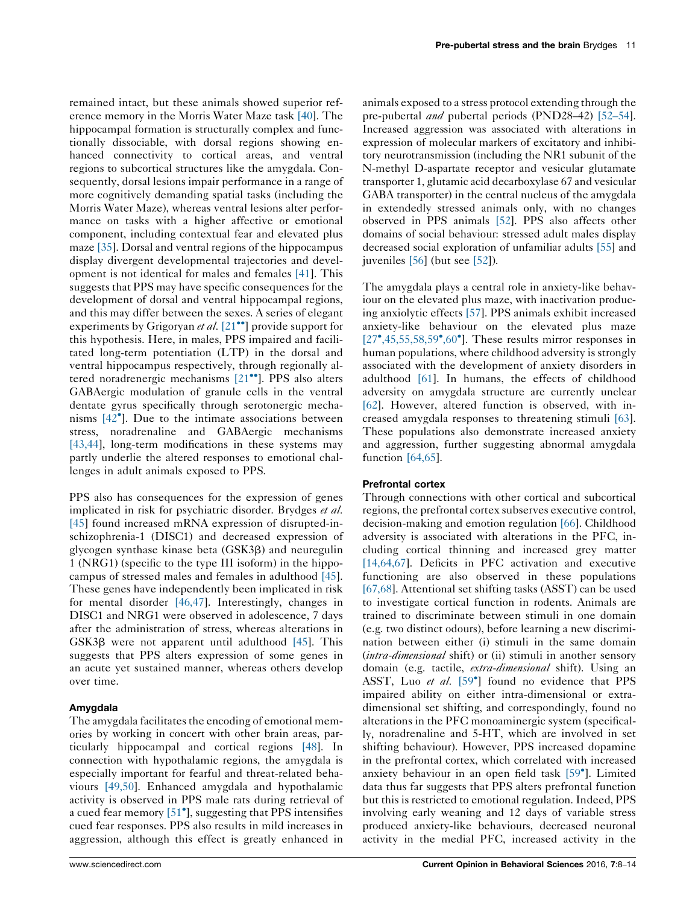remained intact, but these animals showed superior reference memory in the Morris Water Maze task [40]. The hippocampal formation is structurally complex and functionally dissociable, with dorsal regions showing enhanced connectivity to cortical areas, and ventral regions to subcortical structures like the amygdala. Consequently, dorsal lesions impair performance in a range of more cognitively demanding spatial tasks (including the Morris Water Maze), whereas ventral lesions alter performance on tasks with a higher affective or emotional component, including contextual fear and elevated plus maze [35]. Dorsal and ventral regions of the hippocampus display divergent developmental trajectories and development is not identical for males and females [41]. This suggests that PPS may have specific consequences for the development of dorsal and ventral hippocampal regions, and this may differ between the sexes. A series of elegant experiments by Grigoryan *et al.* [21••] provide support for this hypothesis. Here, in males, PPS impaired and facilitated long-term potentiation (LTP) in the dorsal and ventral hippocampus respectively, through regionally altered noradrenergic mechanisms [21••]. PPS also alters GABAergic modulation of granule cells in the ventral dentate gyrus specifically through serotonergic mechanisms [42•]. Due to the intimate associations between stress, noradrenaline and GABAergic mechanisms [43,44], long-term modifications in these systems may partly underlie the altered responses to emotional challenges in adult animals exposed to PPS.

PPS also has consequences for the expression of genes implicated in risk for psychiatric disorder. Brydges *et al.* [45] found increased mRNA expression of disrupted-in-schizophrenia-1 (DISC1) and decreased expression of glycogen synthase kinase beta (GSK3β) and neuregulin 1 (NRG1) (specific to the type III isoform) in the hippocampus of stressed males and females in adulthood [45]. These genes have independently been implicated in risk for mental disorder [46,47]. Interestingly, changes in DISC1 and NRG1 were observed in adolescence, 7 days after the administration of stress, whereas alterations in GSK3β were not apparent until adulthood [45]. This suggests that PPS alters expression of some genes in an acute yet sustained manner, whereas others develop over time.

### Amygdala

The amygdala facilitates the encoding of emotional memories by working in concert with other brain areas, particularly hippocampal and cortical regions [48]. In connection with hypothalamic regions, the amygdala is especially important for fearful and threat-related behaviours [49,50]. Enhanced amygdala and hypothalamic activity is observed in PPS male rats during retrieval of a cued fear memory [51•], suggesting that PPS intensifies cued fear responses. PPS also results in mild increases in aggression, although this effect is greatly enhanced in animals exposed to a stress protocol extending through the pre-pubertal *and* pubertal periods (PND28–42) [52–54]. Increased aggression was associated with alterations in expression of molecular markers of excitatory and inhibitory neurotransmission (including the NR1 subunit of the N-methyl D-aspartate receptor and vesicular glutamate transporter 1, glutamic acid decarboxylase 67 and vesicular GABA transporter) in the central nucleus of the amygdala in extendedly stressed animals only, with no changes observed in PPS animals [52]. PPS also affects other domains of social behaviour: stressed adult males display decreased social exploration of unfamiliar adults [55] and juveniles [56] (but see [52]).

The amygdala plays a central role in anxiety-like behaviour on the elevated plus maze, with inactivation producing anxiolytic effects [57]. PPS animals exhibit increased anxiety-like behaviour on the elevated plus maze [27•,45,55,58,59•,60•]. These results mirror responses in human populations, where childhood adversity is strongly associated with the development of anxiety disorders in adulthood [61]. In humans, the effects of childhood adversity on amygdala structure are currently unclear [62]. However, altered function is observed, with increased amygdala responses to threatening stimuli [63]. These populations also demonstrate increased anxiety and aggression, further suggesting abnormal amygdala function [64,65].

### Prefrontal cortex

Through connections with other cortical and subcortical regions, the prefrontal cortex subserves executive control, decision-making and emotion regulation [66]. Childhood adversity is associated with alterations in the PFC, including cortical thinning and increased grey matter [14,64,67]. Deficits in PFC activation and executive functioning are also observed in these populations [67,68]. Attentional set shifting tasks (ASST) can be used to investigate cortical function in rodents. Animals are trained to discriminate between stimuli in one domain (e.g. two distinct odours), before learning a new discrimination between either (i) stimuli in the same domain (*intra-dimensional* shift) or (ii) stimuli in another sensory domain (e.g. tactile, *extra-dimensional* shift). Using an ASST, Luo *et al.* [59•] found no evidence that PPS impaired ability on either intra-dimensional or extra-dimensional set shifting, and correspondingly, found no alterations in the PFC monoaminergic system (specifically, noradrenaline and 5-HT, which are involved in set shifting behaviour). However, PPS increased dopamine in the prefrontal cortex, which correlated with increased anxiety behaviour in an open field task [59•]. Limited data thus far suggests that PPS alters prefrontal function but this is restricted to emotional regulation. Indeed, PPS involving early weaning and 12 days of variable stress produced anxiety-like behaviours, decreased neuronal activity in the medial PFC, increased activity in the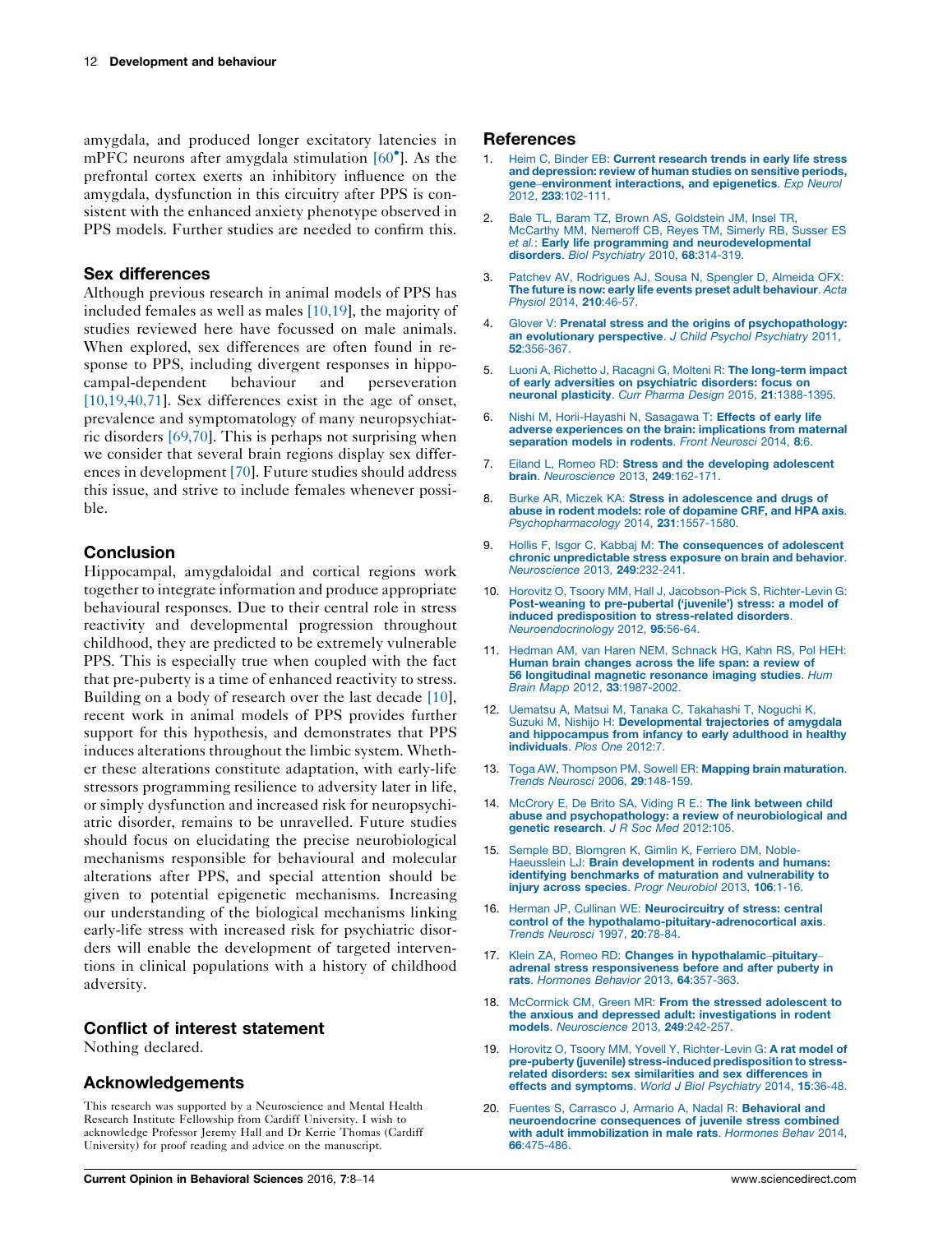amygdala, and produced longer excitatory latencies in mPFC neurons after amygdala stimulation [60•]. As the prefrontal cortex exerts an inhibitory influence on the amygdala, dysfunction in this circuitry after PPS is consistent with the enhanced anxiety phenotype observed in PPS models. Further studies are needed to confirm this.

## Sex differences

Although previous research in animal models of PPS has included females as well as males [10,19], the majority of studies reviewed here have focussed on male animals. When explored, sex differences are often found in response to PPS, including divergent responses in hippocampal-dependent behaviour and perseveration [10,19,40,71]. Sex differences exist in the age of onset, prevalence and symptomatology of many neuropsychiatric disorders [69,70]. This is perhaps not surprising when we consider that several brain regions display sex differences in development [70]. Future studies should address this issue, and strive to include females whenever possible.

## Conclusion

Hippocampal, amygdaloidal and cortical regions work together to integrate information and produce appropriate behavioural responses. Due to their central role in stress reactivity and developmental progression throughout childhood, they are predicted to be extremely vulnerable PPS. This is especially true when coupled with the fact that pre-puberty is a time of enhanced reactivity to stress. Building on a body of research over the last decade [10], recent work in animal models of PPS provides further support for this hypothesis, and demonstrates that PPS induces alterations throughout the limbic system. Whether these alterations constitute adaptation, with early-life stressors programming resilience to adversity later in life, or simply dysfunction and increased risk for neuropsychiatric disorder, remains to be unravelled. Future studies should focus on elucidating the precise neurobiological mechanisms responsible for behavioural and molecular alterations after PPS, and special attention should be given to potential epigenetic mechanisms. Increasing our understanding of the biological mechanisms linking early-life stress with increased risk for psychiatric disorders will enable the development of targeted interventions in clinical populations with a history of childhood adversity.

## Conflict of interest statement

Nothing declared.

## Acknowledgements

This research was supported by a Neuroscience and Mental Health Research Institute Fellowship from Cardiff University. I wish to acknowledge Professor Jeremy Hall and Dr Kerrie Thomas (Cardiff University) for proof reading and advice on the manuscript.

## References

1. Heim C, Binder EB: **Current research trends in early life stress and depression: review of human studies on sensitive periods, gene–environment interactions, and epigenetics**. *Exp Neurol* 2012, **233**:102-111.
2. Bale TL, Baram TZ, Brown AS, Goldstein JM, Insel TR, McCarthy MM, Nemeroff CB, Reyes TM, Simerly RB, Susser ES *et al.*: **Early life programming and neurodevelopmental disorders**. *Biol Psychiatry* 2010, **68**:314-319.
3. Patchev AV, Rodrigues AJ, Sousa N, Spengler D, Almeida OFX: **The future is now: early life events preset adult behaviour**. *Acta Physiol* 2014, **210**:46-57.
4. Glover V: **Prenatal stress and the origins of psychopathology: an evolutionary perspective**. *J Child Psychol Psychiatry* 2011, **52**:356-367.
5. Luoni A, Richetto J, Racagni G, Molteni R: **The long-term impact of early adversities on psychiatric disorders: focus on neuronal plasticity**. *Curr Pharma Design* 2015, **21**:1388-1395.
6. Nishi M, Horii-Hayashi N, Sasagawa T: **Effects of early life adverse experiences on the brain: implications from maternal separation models in rodents**. *Front Neurosci* 2014, **8**:6.
7. Eiland L, Romeo RD: **Stress and the developing adolescent brain**. *Neuroscience* 2013, **249**:162-171.
8. Burke AR, Miczek KA: **Stress in adolescence and drugs of abuse in rodent models: role of dopamine CRF, and HPA axis**. *Psychopharmacology* 2014, **231**:1557-1580.
9. Hollis F, Isgor C, Kabbaj M: **The consequences of adolescent chronic unpredictable stress exposure on brain and behavior**. *Neuroscience* 2013, **249**:232-241.
10. Horovitz O, Tsoory MM, Hall J, Jacobson-Pick S, Richter-Levin G: **Post-weaning to pre-pubertal ('juvenile') stress: a model of induced predisposition to stress-related disorders**. *Neuroendocrinology* 2012, **95**:56-64.
11. Hedman AM, van Haren NEM, Schnack HG, Kahn RS, Pol HEH: **Human brain changes across the life span: a review of 56 longitudinal magnetic resonance imaging studies**. *Hum Brain Mapp* 2012, **33**:1987-2002.
12. Uematsu A, Matsui M, Tanaka C, Takahashi T, Noguchi K, Suzuki M, Nishijo H: **Developmental trajectories of amygdala and hippocampus from infancy to early adulthood in healthy individuals**. *Plos One* 2012:7.
13. Toga AW, Thompson PM, Sowell ER: **Mapping brain maturation**. *Trends Neurosci* 2006, **29**:148-159.
14. McCrory E, De Brito SA, Viding R E.: **The link between child abuse and psychopathology: a review of neurobiological and genetic research**. *J R Soc Med* 2012:105.
15. Semple BD, Blomgren K, Gimlin K, Ferriero DM, Noble-Haeusslein LJ: **Brain development in rodents and humans: identifying benchmarks of maturation and vulnerability to injury across species**. *Progr Neurobiol* 2013, **106**:1-16.
16. Herman JP, Cullinan WE: **Neurocircuitry of stress: central control of the hypothalamo-pituitary-adrenocortical axis**. *Trends Neurosci* 1997, **20**:78-84.
17. Klein ZA, Romeo RD: **Changes in hypothalamic–pituitary–adrenal stress responsiveness before and after puberty in rats**. *Hormones Behavior* 2013, **64**:357-363.
18. McCormick CM, Green MR: **From the stressed adolescent to the anxious and depressed adult: investigations in rodent models**. *Neuroscience* 2013, **249**:242-257.
19. Horovitz O, Tsoory MM, Yovell Y, Richter-Levin G: **A rat model of pre-puberty (juvenile) stress-induced predisposition to stress-related disorders: sex similarities and sex differences in effects and symptoms**. *World J Biol Psychiatry* 2014, **15**:36-48.
20. Fuentes S, Carrasco J, Armario A, Nadal R: **Behavioral and neuroendocrine consequences of juvenile stress combined with adult immobilization in male rats**. *Hormones Behav* 2014, **66**:475-486.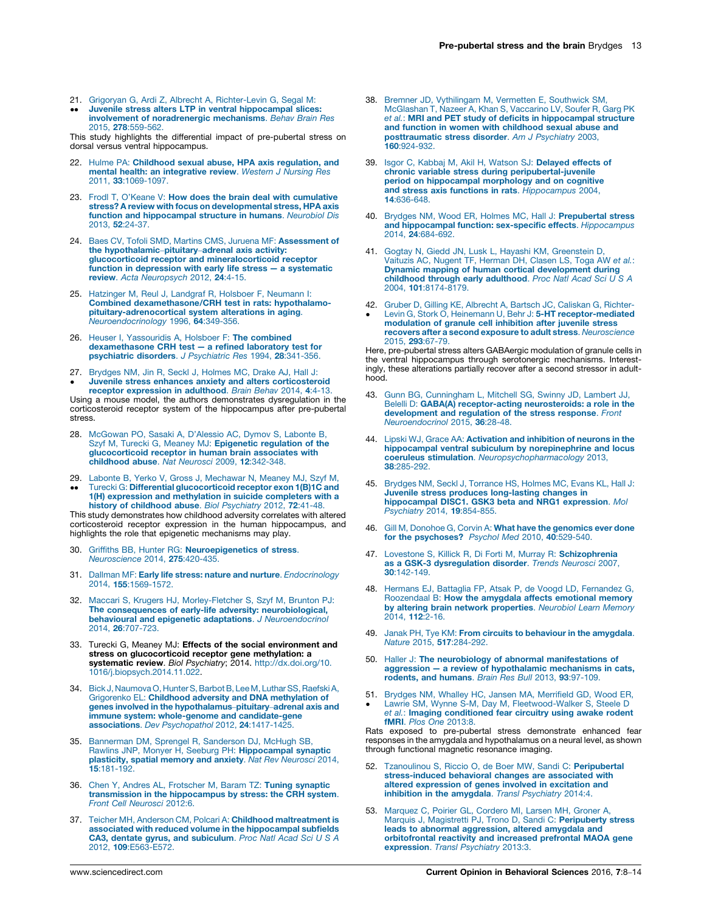21. Grigoryan G, Ardi Z, Albrecht A, Richter-Levin G, Segal M:
•• **Juvenile stress alters LTP in ventral hippocampal slices: involvement of noradrenergic mechanisms**. *Behav Brain Res* 2015, **278**:559-562.
This study highlights the differential impact of pre-pubertal stress on dorsal versus ventral hippocampus.

22. Hulme PA: **Childhood sexual abuse, HPA axis regulation, and mental health: an integrative review**. *Western J Nursing Res* 2011, **33**:1069-1097.

23. Frodl T, O'Keane V: **How does the brain deal with cumulative stress? A review with focus on developmental stress, HPA axis function and hippocampal structure in humans**. *Neurobiol Dis* 2013, **52**:24-37.

24. Baes CV, Tofoli SMD, Martins CMS, Juruena MF: **Assessment of the hypothalamic–pituitary–adrenal axis activity: glucocorticoid receptor and mineralocorticoid receptor function in depression with early life stress — a systematic review**. *Acta Neuropsych* 2012, **24**:4-15.

25. Hatzinger M, Reul J, Landgraf R, Holsboer F, Neumann I: **Combined dexamethasone/CRH test in rats: hypothalamo-pituitary-adrenocortical system alterations in aging**. *Neuroendocrinology* 1996, **64**:349-356.

26. Heuser I, Yassouridis A, Holsboer F: **The combined dexamethasone CRH test — a refined laboratory test for psychiatric disorders**. *J Psychiatric Res* 1994, **28**:341-356.

27. Brydges NM, Jin R, Seckl J, Holmes MC, Drake AJ, Hall J:
• **Juvenile stress enhances anxiety and alters corticosteroid receptor expression in adulthood**. *Brain Behav* 2014, **4**:4-13.
Using a mouse model, the authors demonstrates dysregulation in the corticosteroid receptor system of the hippocampus after pre-pubertal stress.

28. McGowan PO, Sasaki A, D'Alessio AC, Dymov S, Labonte B, Szyf M, Turecki G, Meaney MJ: **Epigenetic regulation of the glucocorticoid receptor in human brain associates with childhood abuse**. *Nat Neurosci* 2009, **12**:342-348.

29. Labonte B, Yerko V, Gross J, Mechawar N, Meaney MJ, Szyf M,
•• Turecki G: **Differential glucocorticoid receptor exon 1(B)1C and 1(H) expression and methylation in suicide completers with a history of childhood abuse**. *Biol Psychiatry* 2012, **72**:41-48.
This study demonstrates how childhood adversity correlates with altered corticosteroid receptor expression in the human hippocampus, and highlights the role that epigenetic mechanisms may play.

30. Griffiths BB, Hunter RG: **Neuroepigenetics of stress**. *Neuroscience* 2014, **275**:420-435.

31. Dallman MF: **Early life stress: nature and nurture**. *Endocrinology* 2014, **155**:1569-1572.

32. Maccari S, Krugers HJ, Morley-Fletcher S, Szyf M, Brunton PJ: **The consequences of early-life adversity: neurobiological, behavioural and epigenetic adaptations**. *J Neuroendocrinol* 2014, **26**:707-723.

33. Turecki G, Meaney MJ: **Effects of the social environment and stress on glucocorticoid receptor gene methylation: a systematic review**. *Biol Psychiatry*; 2014. http://dx.doi.org/10.1016/j.biopsych.2014.11.022.

34. Bick J, Naumova O, Hunter S, Barbot B, Lee M, Luthar SS, Raefski A, Grigorenko EL: **Childhood adversity and DNA methylation of genes involved in the hypothalamus–pituitary–adrenal axis and immune system: whole-genome and candidate-gene associations**. *Dev Psychopathol* 2012, **24**:1417-1425.

35. Bannerman DM, Sprengel R, Sanderson DJ, McHugh SB, Rawlins JNP, Monyer H, Seeburg PH: **Hippocampal synaptic plasticity, spatial memory and anxiety**. *Nat Rev Neurosci* 2014, **15**:181-192.

36. Chen Y, Andres AL, Frotscher M, Baram TZ: **Tuning synaptic transmission in the hippocampus by stress: the CRH system**. *Front Cell Neurosci* 2012:6.

37. Teicher MH, Anderson CM, Polcari A: **Childhood maltreatment is associated with reduced volume in the hippocampal subfields CA3, dentate gyrus, and subiculum**. *Proc Natl Acad Sci U S A* 2012, **109**:E563-E572.

38. Bremner JD, Vythilingam M, Vermetten E, Southwick SM, McGlashan T, Nazeer A, Khan S, Vaccarino LV, Soufer R, Garg PK *et al.*: **MRI and PET study of deficits in hippocampal structure and function in women with childhood sexual abuse and posttraumatic stress disorder**. *Am J Psychiatry* 2003, **160**:924-932.

39. Isgor C, Kabbaj M, Akil H, Watson SJ: **Delayed effects of chronic variable stress during peripubertal-juvenile period on hippocampal morphology and on cognitive and stress axis functions in rats**. *Hippocampus* 2004, **14**:636-648.

40. Brydges NM, Wood ER, Holmes MC, Hall J: **Prepubertal stress and hippocampal function: sex-specific effects**. *Hippocampus* 2014, **24**:684-692.

41. Gogtay N, Giedd JN, Lusk L, Hayashi KM, Greenstein D, Vaituzis AC, Nugent TF, Herman DH, Clasen LS, Toga AW *et al.*: **Dynamic mapping of human cortical development during childhood through early adulthood**. *Proc Natl Acad Sci U S A* 2004, **101**:8174-8179.

42. Gruber D, Gilling KE, Albrecht A, Bartsch JC, Caliskan G, Richter-
• Levin G, Stork O, Heinemann U, Behr J: **5-HT receptor-mediated modulation of granule cell inhibition after juvenile stress recovers after a second exposure to adult stress**. *Neuroscience* 2015, **293**:67-79.
Here, pre-pubertal stress alters GABAergic modulation of granule cells in the ventral hippocampus through serotonergic mechanisms. Interestingly, these alterations partially recover after a second stressor in adulthood.

43. Gunn BG, Cunningham L, Mitchell SG, Swinny JD, Lambert JJ, Belelli D: **GABA(A) receptor-acting neurosteroids: a role in the development and regulation of the stress response**. *Front Neuroendocrinol* 2015, **36**:28-48.

44. Lipski WJ, Grace AA: **Activation and inhibition of neurons in the hippocampal ventral subiculum by norepinephrine and locus coeruleus stimulation**. *Neuropsychopharmacology* 2013, **38**:285-292.

45. Brydges NM, Seckl J, Torrance HS, Holmes MC, Evans KL, Hall J: **Juvenile stress produces long-lasting changes in hippocampal DISC1, GSK3 beta and NRG1 expression**. *Mol Psychiatry* 2014, **19**:854-855.

46. Gill M, Donohoe G, Corvin A: **What have the genomics ever done for the psychoses?** *Psychol Med* 2010, **40**:529-540.

47. Lovestone S, Killick R, Di Forti M, Murray R: **Schizophrenia as a GSK-3 dysregulation disorder**. *Trends Neurosci* 2007, **30**:142-149.

48. Hermans EJ, Battaglia FP, Atsak P, de Voogd LD, Fernandez G, Roozendaal B: **How the amygdala affects emotional memory by altering brain network properties**. *Neurobiol Learn Memory* 2014, **112**:2-16.

49. Janak PH, Tye KM: **From circuits to behaviour in the amygdala**. *Nature* 2015, **517**:284-292.

50. Haller J: **The neurobiology of abnormal manifestations of aggression — a review of hypothalamic mechanisms in cats, rodents, and humans**. *Brain Res Bull* 2013, **93**:97-109.

51. Brydges NM, Whalley HC, Jansen MA, Merrifield GD, Wood ER,
• Lawrie SM, Wynne S-M, Day M, Fleetwood-Walker S, Steele D *et al.*: **Imaging conditioned fear circuitry using awake rodent fMRI**. *Plos One* 2013:8.
Rats exposed to pre-pubertal stress demonstrate enhanced fear responses in the amygdala and hypothalamus on a neural level, as shown through functional magnetic resonance imaging.

52. Tzanoulinou S, Riccio O, de Boer MW, Sandi C: **Peripubertal stress-induced behavioral changes are associated with altered expression of genes involved in excitation and inhibition in the amygdala**. *Transl Psychiatry* 2014:4.

53. Marquez C, Poirier GL, Cordero MI, Larsen MH, Groner A, Marquis J, Magistretti PJ, Trono D, Sandi C: **Peripuberty stress leads to abnormal aggression, altered amygdala and orbitofrontal reactivity and increased prefrontal MAOA gene expression**. *Transl Psychiatry* 2013:3.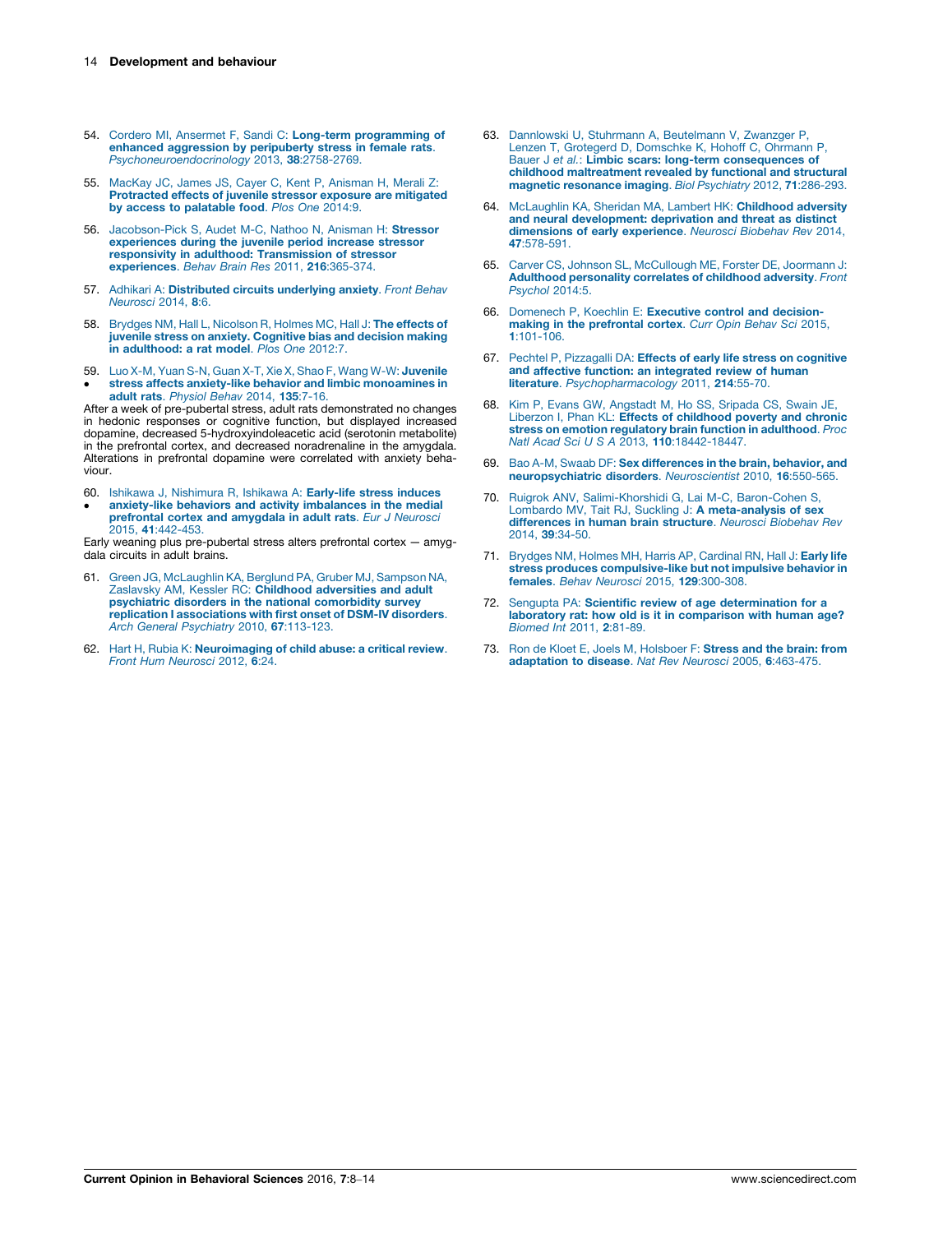54. Cordero MI, Ansermet F, Sandi C: **Long-term programming of enhanced aggression by peripuberty stress in female rats**. *Psychoneuroendocrinology* 2013, **38**:2758-2769.

55. MacKay JC, James JS, Cayer C, Kent P, Anisman H, Merali Z: **Protracted effects of juvenile stressor exposure are mitigated by access to palatable food**. *Plos One* 2014:9.

56. Jacobson-Pick S, Audet M-C, Nathoo N, Anisman H: **Stressor experiences during the juvenile period increase stressor responsivity in adulthood: Transmission of stressor experiences**. *Behav Brain Res* 2011, **216**:365-374.

57. Adhikari A: **Distributed circuits underlying anxiety**. *Front Behav Neurosci* 2014, **8**:6.

58. Brydges NM, Hall L, Nicolson R, Holmes MC, Hall J: **The effects of juvenile stress on anxiety. Cognitive bias and decision making in adulthood: a rat model**. *Plos One* 2012:7.

59. • Luo X-M, Yuan S-N, Guan X-T, Xie X, Shao F, Wang W-W: **Juvenile stress affects anxiety-like behavior and limbic monoamines in adult rats**. *Physiol Behav* 2014, **135**:7-16.

After a week of pre-pubertal stress, adult rats demonstrated no changes in hedonic responses or cognitive function, but displayed increased dopamine, decreased 5-hydroxyindoleacetic acid (serotonin metabolite) in the prefrontal cortex, and decreased noradrenaline in the amygdala. Alterations in prefrontal dopamine were correlated with anxiety behaviour.

60. • Ishikawa J, Nishimura R, Ishikawa A: **Early-life stress induces anxiety-like behaviors and activity imbalances in the medial prefrontal cortex and amygdala in adult rats**. *Eur J Neurosci* 2015, **41**:442-453.

Early weaning plus pre-pubertal stress alters prefrontal cortex — amygdala circuits in adult brains.

61. Green JG, McLaughlin KA, Berglund PA, Gruber MJ, Sampson NA, Zaslavsky AM, Kessler RC: **Childhood adversities and adult psychiatric disorders in the national comorbidity survey replication I associations with first onset of DSM-IV disorders**. *Arch General Psychiatry* 2010, **67**:113-123.

62. Hart H, Rubia K: **Neuroimaging of child abuse: a critical review**. *Front Hum Neurosci* 2012, **6**:24.

63. Dannlowski U, Stuhrmann A, Beutelmann V, Zwanzger P, Lenzen T, Grotegerd D, Domschke K, Hohoff C, Ohrmann P, Bauer J *et al.*: **Limbic scars: long-term consequences of childhood maltreatment revealed by functional and structural magnetic resonance imaging**. *Biol Psychiatry* 2012, **71**:286-293.

64. McLaughlin KA, Sheridan MA, Lambert HK: **Childhood adversity and neural development: deprivation and threat as distinct dimensions of early experience**. *Neurosci Biobehav Rev* 2014, **47**:578-591.

65. Carver CS, Johnson SL, McCullough ME, Forster DE, Joormann J: **Adulthood personality correlates of childhood adversity**. *Front Psychol* 2014:5.

66. Domenech P, Koechlin E: **Executive control and decision-making in the prefrontal cortex**. *Curr Opin Behav Sci* 2015, **1**:101-106.

67. Pechtel P, Pizzagalli DA: **Effects of early life stress on cognitive and affective function: an integrated review of human literature**. *Psychopharmacology* 2011, **214**:55-70.

68. Kim P, Evans GW, Angstadt M, Ho SS, Sripada CS, Swain JE, Liberzon I, Phan KL: **Effects of childhood poverty and chronic stress on emotion regulatory brain function in adulthood**. *Proc Natl Acad Sci U S A* 2013, **110**:18442-18447.

69. Bao A-M, Swaab DF: **Sex differences in the brain, behavior, and neuropsychiatric disorders**. *Neuroscientist* 2010, **16**:550-565.

70. Ruigrok ANV, Salimi-Khorshidi G, Lai M-C, Baron-Cohen S, Lombardo MV, Tait RJ, Suckling J: **A meta-analysis of sex differences in human brain structure**. *Neurosci Biobehav Rev* 2014, **39**:34-50.

71. Brydges NM, Holmes MH, Harris AP, Cardinal RN, Hall J: **Early life stress produces compulsive-like but not impulsive behavior in females**. *Behav Neurosci* 2015, **129**:300-308.

72. Sengupta PA: **Scientific review of age determination for a laboratory rat: how old is it in comparison with human age?** *Biomed Int* 2011, **2**:81-89.

73. Ron de Kloet E, Joels M, Holsboer F: **Stress and the brain: from adaptation to disease**. *Nat Rev Neurosci* 2005, **6**:463-475.